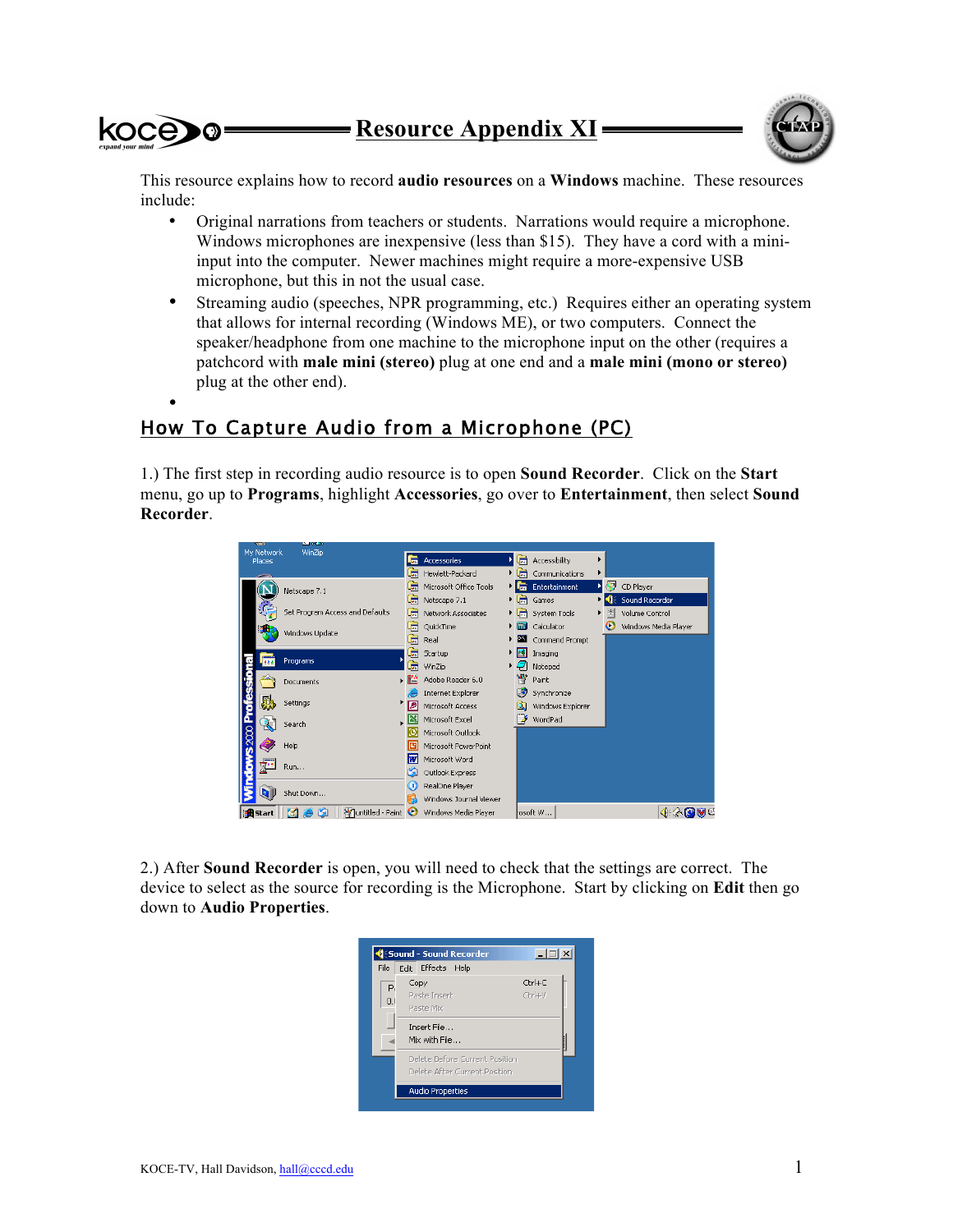# Resource Appendix XI

This resource explains how to record **audio resources** on a **Windows** machine. These resources include:

- Original narrations from teachers or students. Narrations would require a microphone. Windows microphones are inexpensive (less than $15). They have a cord with a mini-input into the computer. Newer machines might require a more-expensive USB microphone, but this in not the usual case.
- Streaming audio (speeches, NPR programming, etc.) Requires either an operating system that allows for internal recording (Windows ME), or two computers. Connect the speaker/headphone from one machine to the microphone input on the other (requires a patchcord with **male mini (stereo)** plug at one end and a **male mini (mono or stereo)** plug at the other end).
-

## How To Capture Audio from a Microphone (PC)

1.) The first step in recording audio resource is to open **Sound Recorder**. Click on the **Start** menu, go up to **Programs**, highlight **Accessories**, go over to **Entertainment**, then select **Sound Recorder**.

2.) After **Sound Recorder** is open, you will need to check that the settings are correct. The device to select as the source for recording is the Microphone. Start by clicking on **Edit** then go down to **Audio Properties**.

KOCE-TV, Hall Davidson, hall@cccd.edu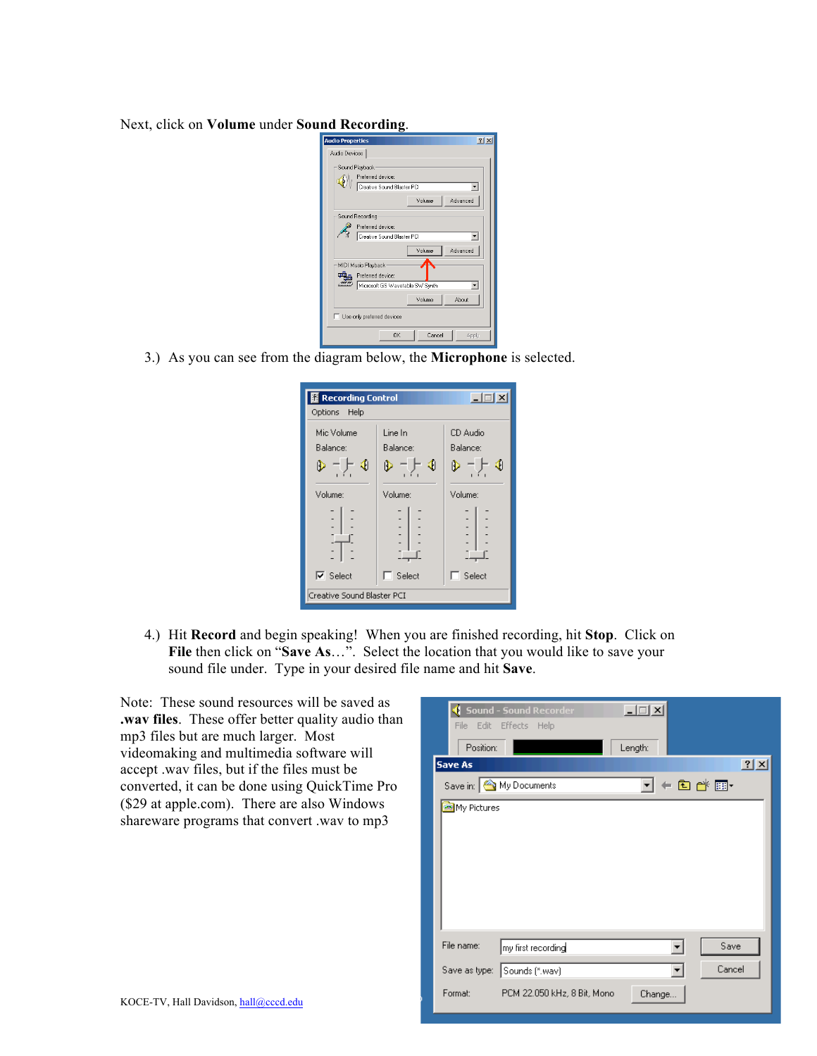Next, click on **Volume** under **Sound Recording**.

3.) As you can see from the diagram below, the **Microphone** is selected.

4.) Hit **Record** and begin speaking! When you are finished recording, hit **Stop**. Click on **File** then click on "**Save As**…". Select the location that you would like to save your sound file under. Type in your desired file name and hit **Save**.

Note: These sound resources will be saved as **.wav files**. These offer better quality audio than mp3 files but are much larger. Most videomaking and multimedia software will accept .wav files, but if the files must be converted, it can be done using QuickTime Pro ($29 at apple.com). There are also Windows shareware programs that convert .wav to mp3

KOCE-TV, Hall Davidson, hall@cccd.edu